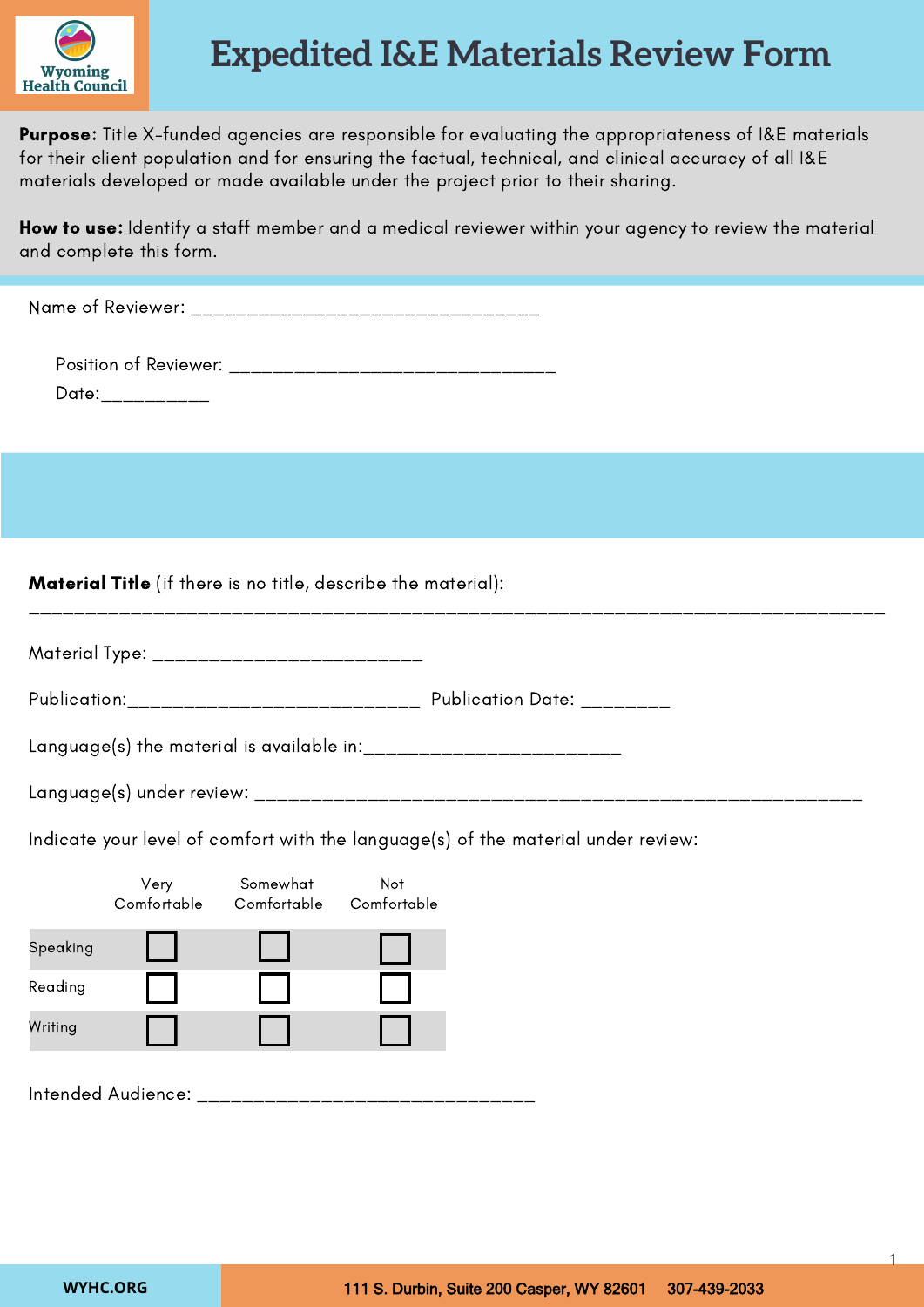Wyoming Health Council

# Expedited I&E Materials Review Form

**Purpose:** Title X-funded agencies are responsible for evaluating the appropriateness of I&E materials for their client population and for ensuring the factual, technical, and clinical accuracy of all I&E materials developed or made available under the project prior to their sharing.

**How to use:** Identify a staff member and a medical reviewer within your agency to review the material and complete this form.

Name of Reviewer: ________________________________

Position of Reviewer: ______________________________

Date:__________

**Material Title** (if there is no title, describe the material):

________________________________________________________________________________

Material Type: _________________________

Publication:____________________________ Publication Date: ________

Language(s) the material is available in:________________________

Language(s) under review: ___________________________________________________________

Indicate your level of comfort with the language(s) of the material under review:

| | Very Comfortable | Somewhat Comfortable | Not Comfortable |
|---|---|---|---|
| Speaking | ☐ | ☐ | ☐ |
| Reading | ☐ | ☐ | ☐ |
| Writing | ☐ | ☐ | ☐ |

Intended Audience: _______________________________

WYHC.ORG | 111 S. Durbin, Suite 200 Casper, WY 82601 | 307-439-2033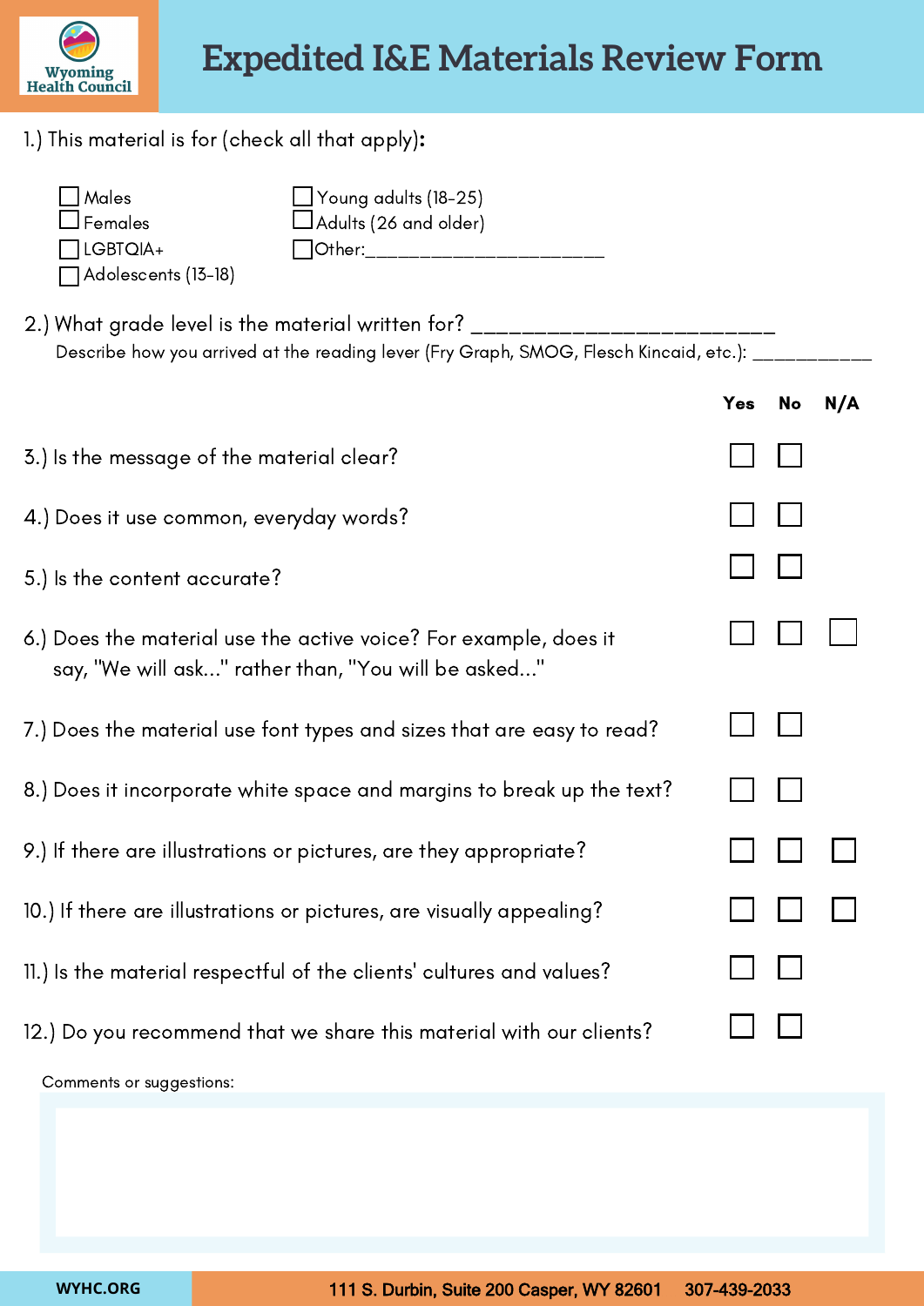Wyoming Health Council

# Expedited I&E Materials Review Form

1.) This material is for (check all that apply):

- ☐ Males
- ☐ Females
- ☐ LGBTQIA+
- ☐ Adolescents (13-18)
- ☐ Young adults (18-25)
- ☐ Adults (26 and older)
- ☐ Other:______________________

2.) What grade level is the material written for? ________________________

Describe how you arrived at the reading lever (Fry Graph, SMOG, Flesch Kincaid, etc.): ___________

| | Yes | No | N/A |
|---|---|---|---|
| 3.) Is the message of the material clear? | ☐ | ☐ | |
| 4.) Does it use common, everyday words? | ☐ | ☐ | |
| 5.) Is the content accurate? | ☐ | ☐ | |
| 6.) Does the material use the active voice? For example, does it say, "We will ask..." rather than, "You will be asked..." | ☐ | ☐ | ☐ |
| 7.) Does the material use font types and sizes that are easy to read? | ☐ | ☐ | |
| 8.) Does it incorporate white space and margins to break up the text? | ☐ | ☐ | |
| 9.) If there are illustrations or pictures, are they appropriate? | ☐ | ☐ | ☐ |
| 10.) If there are illustrations or pictures, are visually appealing? | ☐ | ☐ | ☐ |
| 11.) Is the material respectful of the clients' cultures and values? | ☐ | ☐ | |
| 12.) Do you recommend that we share this material with our clients? | ☐ | ☐ | |

Comments or suggestions:

WYHC.ORG

111 S. Durbin, Suite 200 Casper, WY 82601 307-439-2033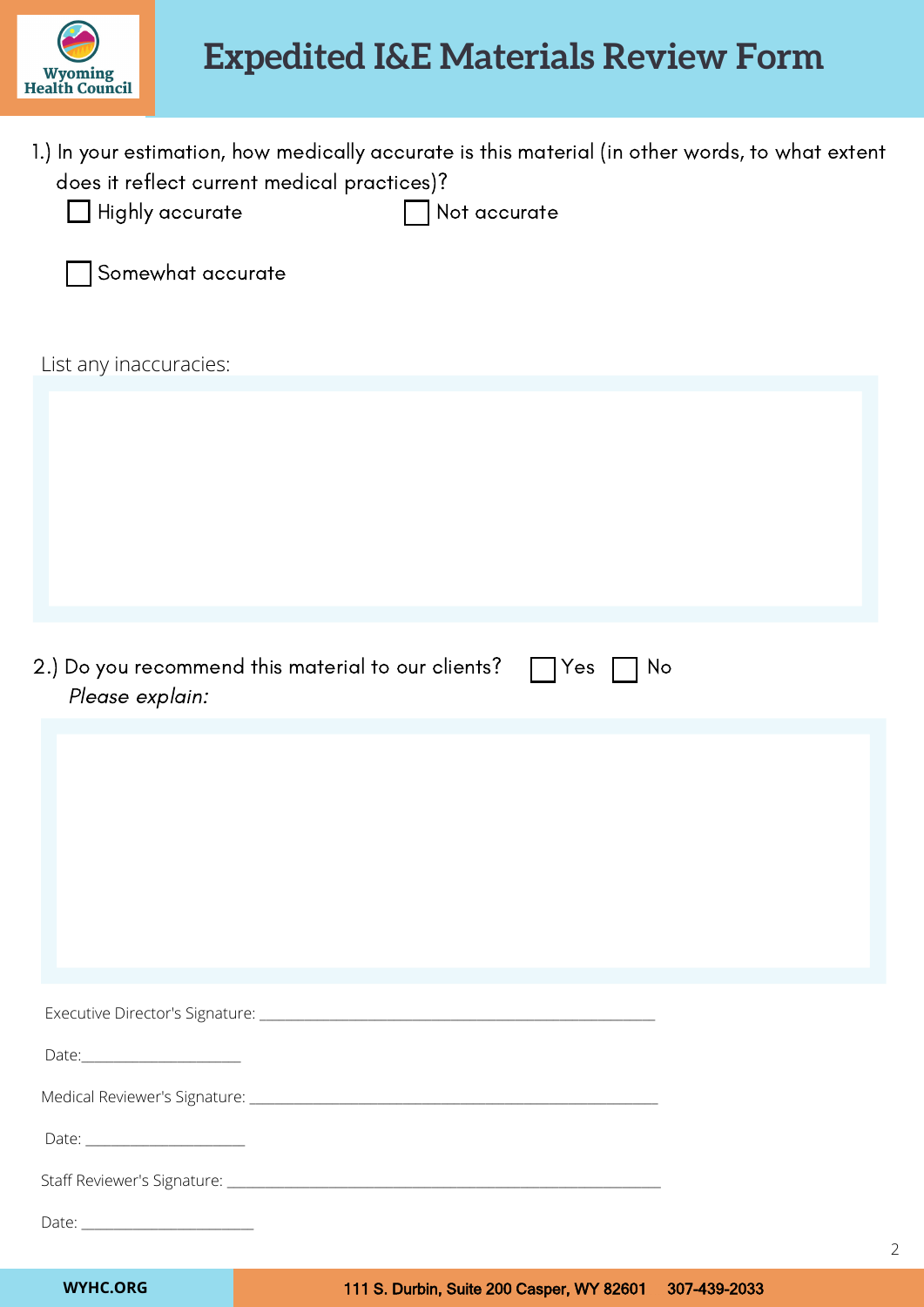# Expedited I&E Materials Review Form

1.) In your estimation, how medically accurate is this material (in other words, to what extent does it reflect current medical practices)?

☐ Highly accurate ☐ Not accurate

☐ Somewhat accurate

List any inaccuracies:

2.) Do you recommend this material to our clients? ☐ Yes ☐ No

*Please explain:*

Executive Director's Signature: ___________________________________________

Date:____________________

Medical Reviewer's Signature: ___________________________________________

Date: ____________________

Staff Reviewer's Signature: ______________________________________________

Date: _____________________

WYHC.ORG 111 S. Durbin, Suite 200 Casper, WY 82601 307-439-2033